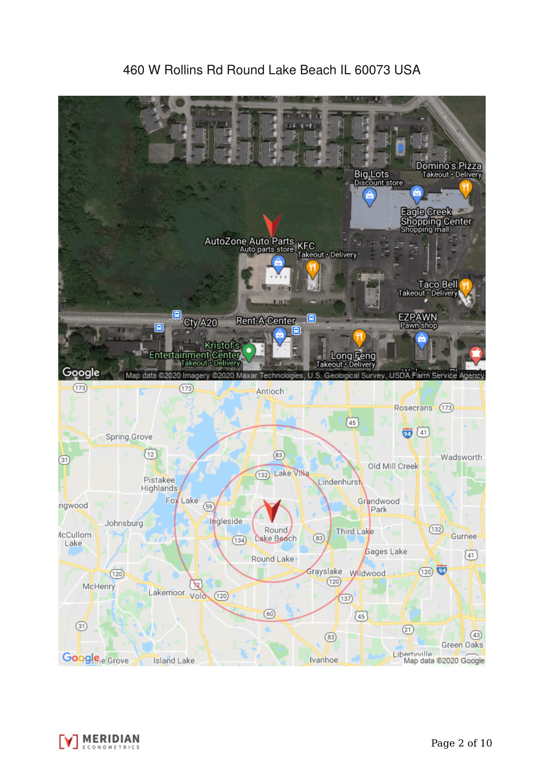460 W Rollins Rd Round Lake Beach IL 60073 USA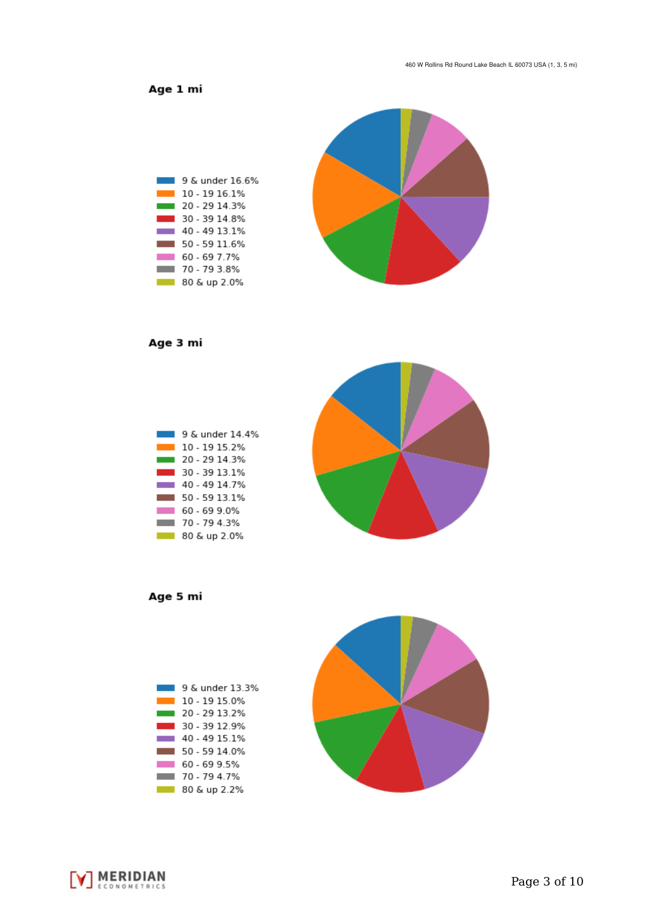460 W Rollins Rd Round Lake Beach IL 60073 USA (1, 3, 5 mi)

## Age 1 mi

- 9 & under 16.6%
- 10 - 19 16.1%
- 20 - 29 14.3%
- 30 - 39 14.8%
- 40 - 49 13.1%
- 50 - 59 11.6%
- 60 - 69 7.7%
- 70 - 79 3.8%
- 80 & up 2.0%

## Age 3 mi

- 9 & under 14.4%
- 10 - 19 15.2%
- 20 - 29 14.3%
- 30 - 39 13.1%
- 40 - 49 14.7%
- 50 - 59 13.1%
- 60 - 69 9.0%
- 70 - 79 4.3%
- 80 & up 2.0%

## Age 5 mi

- 9 & under 13.3%
- 10 - 19 15.0%
- 20 - 29 13.2%
- 30 - 39 12.9%
- 40 - 49 15.1%
- 50 - 59 14.0%
- 60 - 69 9.5%
- 70 - 79 4.7%
- 80 & up 2.2%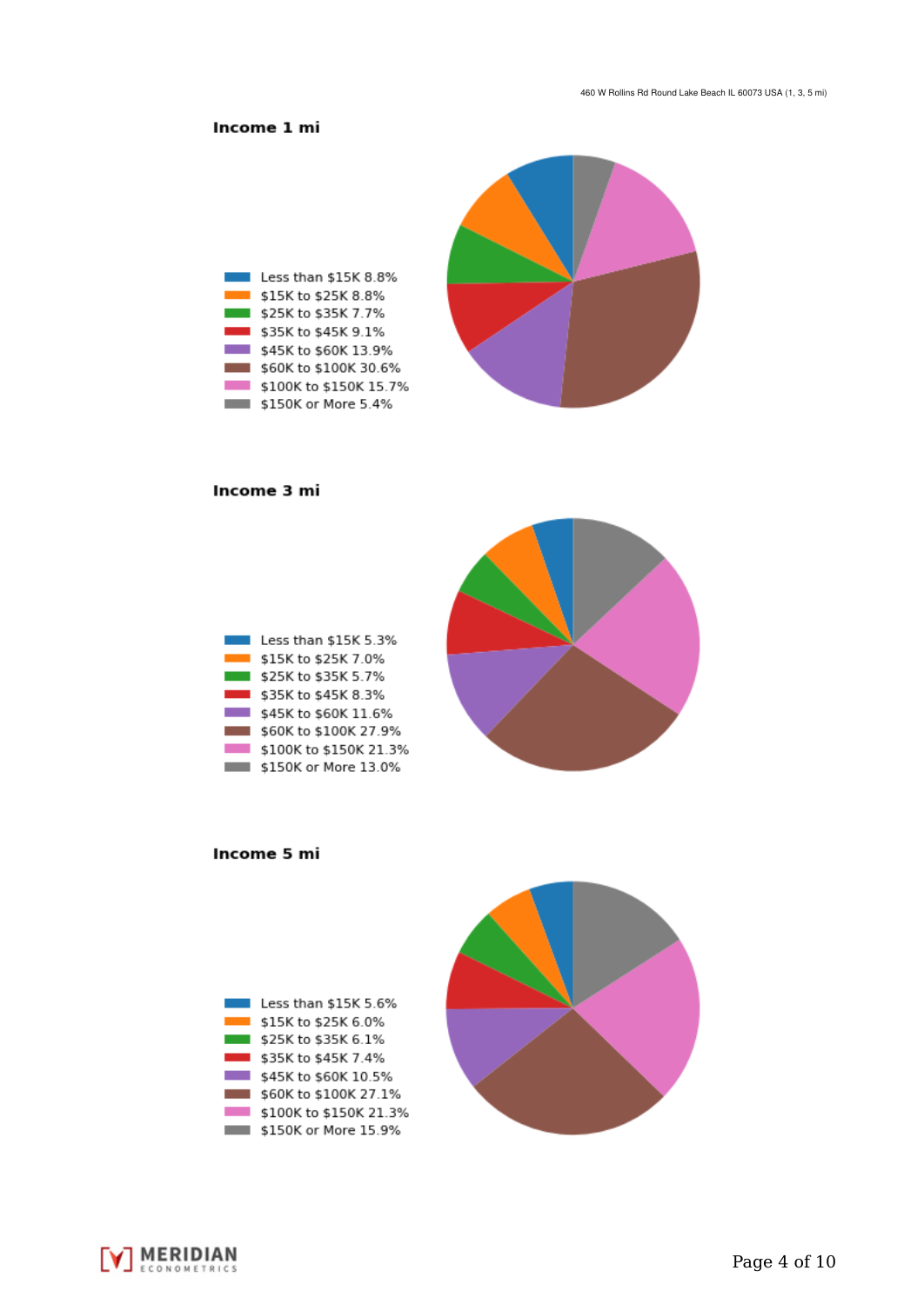## Income 1 mi

- Less than $15K 8.8%
- $15K to $25K 8.8%
- $25K to $35K 7.7%
- $35K to $45K 9.1%
- $45K to $60K 13.9%
- $60K to $100K 30.6%
- $100K to $150K 15.7%
- $150K or More 5.4%

## Income 3 mi

- Less than $15K 5.3%
- $15K to $25K 7.0%
- $25K to $35K 5.7%
- $35K to $45K 8.3%
- $45K to $60K 11.6%
- $60K to $100K 27.9%
- $100K to $150K 21.3%
- $150K or More 13.0%

## Income 5 mi

- Less than $15K 5.6%
- $15K to $25K 6.0%
- $25K to $35K 6.1%
- $35K to $45K 7.4%
- $45K to $60K 10.5%
- $60K to $100K 27.1%
- $100K to $150K 21.3%
- $150K or More 15.9%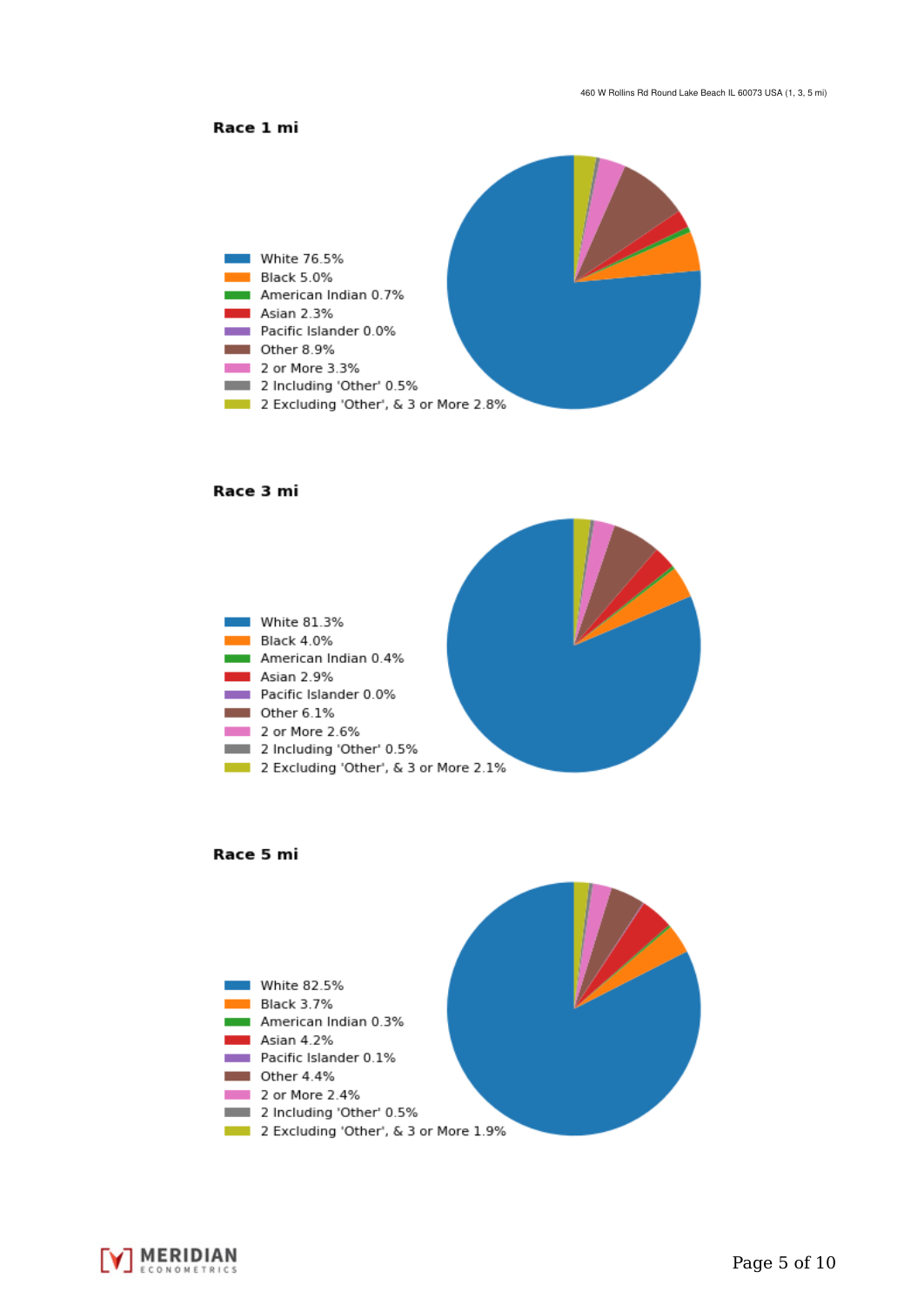## Race 1 mi

- White 76.5%
- Black 5.0%
- American Indian 0.7%
- Asian 2.3%
- Pacific Islander 0.0%
- Other 8.9%
- 2 or More 3.3%
- 2 Including 'Other' 0.5%
- 2 Excluding 'Other', & 3 or More 2.8%

## Race 3 mi

- White 81.3%
- Black 4.0%
- American Indian 0.4%
- Asian 2.9%
- Pacific Islander 0.0%
- Other 6.1%
- 2 or More 2.6%
- 2 Including 'Other' 0.5%
- 2 Excluding 'Other', & 3 or More 2.1%

## Race 5 mi

- White 82.5%
- Black 3.7%
- American Indian 0.3%
- Asian 4.2%
- Pacific Islander 0.1%
- Other 4.4%
- 2 or More 2.4%
- 2 Including 'Other' 0.5%
- 2 Excluding 'Other', & 3 or More 1.9%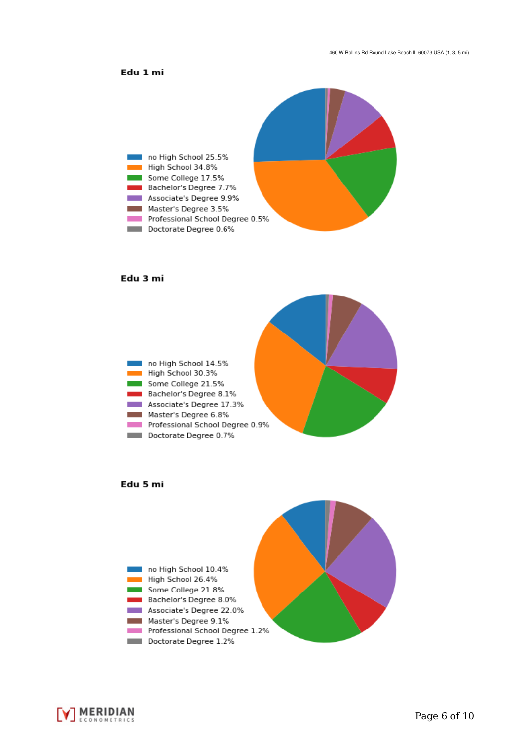460 W Rollins Rd Round Lake Beach IL 60073 USA (1, 3, 5 mi)

**Edu 1 mi**

- no High School 25.5%
- High School 34.8%
- Some College 17.5%
- Bachelor's Degree 7.7%
- Associate's Degree 9.9%
- Master's Degree 3.5%
- Professional School Degree 0.5%
- Doctorate Degree 0.6%

**Edu 3 mi**

- no High School 14.5%
- High School 30.3%
- Some College 21.5%
- Bachelor's Degree 8.1%
- Associate's Degree 17.3%
- Master's Degree 6.8%
- Professional School Degree 0.9%
- Doctorate Degree 0.7%

**Edu 5 mi**

- no High School 10.4%
- High School 26.4%
- Some College 21.8%
- Bachelor's Degree 8.0%
- Associate's Degree 22.0%
- Master's Degree 9.1%
- Professional School Degree 1.2%
- Doctorate Degree 1.2%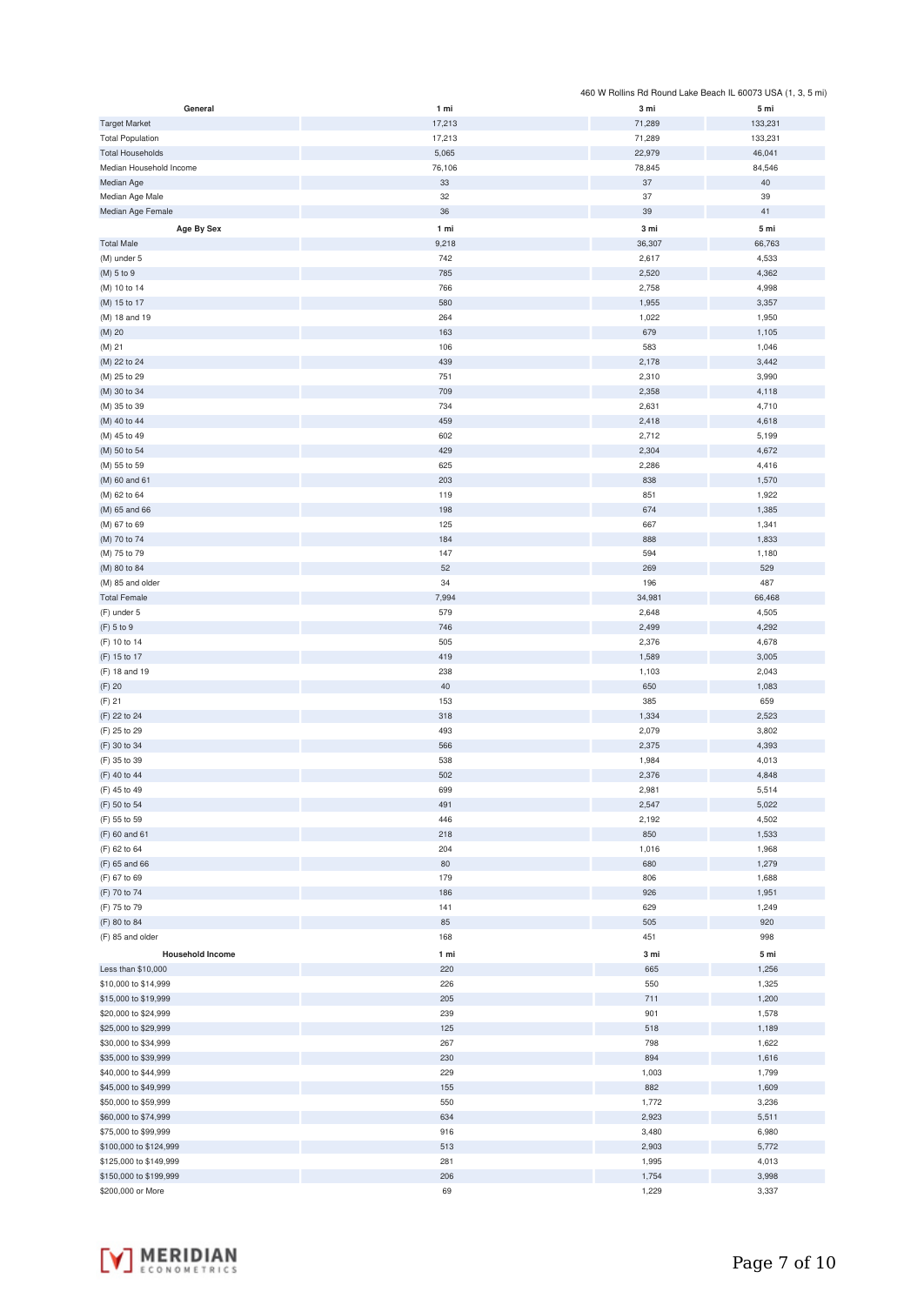460 W Rollins Rd Round Lake Beach IL 60073 USA (1, 3, 5 mi)

| General | 1 mi | 3 mi | 5 mi |
|---|---|---|---|
| Target Market | 17,213 | 71,289 | 133,231 |
| Total Population | 17,213 | 71,289 | 133,231 |
| Total Households | 5,065 | 22,979 | 46,041 |
| Median Household Income | 76,106 | 78,845 | 84,546 |
| Median Age | 33 | 37 | 40 |
| Median Age Male | 32 | 37 | 39 |
| Median Age Female | 36 | 39 | 41 |

| Age By Sex | 1 mi | 3 mi | 5 mi |
|---|---|---|---|
| Total Male | 9,218 | 36,307 | 66,763 |
| (M) under 5 | 742 | 2,617 | 4,533 |
| (M) 5 to 9 | 785 | 2,520 | 4,362 |
| (M) 10 to 14 | 766 | 2,758 | 4,998 |
| (M) 15 to 17 | 580 | 1,955 | 3,357 |
| (M) 18 and 19 | 264 | 1,022 | 1,950 |
| (M) 20 | 163 | 679 | 1,105 |
| (M) 21 | 106 | 583 | 1,046 |
| (M) 22 to 24 | 439 | 2,178 | 3,442 |
| (M) 25 to 29 | 751 | 2,310 | 3,990 |
| (M) 30 to 34 | 709 | 2,358 | 4,118 |
| (M) 35 to 39 | 734 | 2,631 | 4,710 |
| (M) 40 to 44 | 459 | 2,418 | 4,618 |
| (M) 45 to 49 | 602 | 2,712 | 5,199 |
| (M) 50 to 54 | 429 | 2,304 | 4,672 |
| (M) 55 to 59 | 625 | 2,286 | 4,416 |
| (M) 60 and 61 | 203 | 838 | 1,570 |
| (M) 62 to 64 | 119 | 851 | 1,922 |
| (M) 65 and 66 | 198 | 674 | 1,385 |
| (M) 67 to 69 | 125 | 667 | 1,341 |
| (M) 70 to 74 | 184 | 888 | 1,833 |
| (M) 75 to 79 | 147 | 594 | 1,180 |
| (M) 80 to 84 | 52 | 269 | 529 |
| (M) 85 and older | 34 | 196 | 487 |
| Total Female | 7,994 | 34,981 | 66,468 |
| (F) under 5 | 579 | 2,648 | 4,505 |
| (F) 5 to 9 | 746 | 2,499 | 4,292 |
| (F) 10 to 14 | 505 | 2,376 | 4,678 |
| (F) 15 to 17 | 419 | 1,589 | 3,005 |
| (F) 18 and 19 | 238 | 1,103 | 2,043 |
| (F) 20 | 40 | 650 | 1,083 |
| (F) 21 | 153 | 385 | 659 |
| (F) 22 to 24 | 318 | 1,334 | 2,523 |
| (F) 25 to 29 | 493 | 2,079 | 3,802 |
| (F) 30 to 34 | 566 | 2,375 | 4,393 |
| (F) 35 to 39 | 538 | 1,984 | 4,013 |
| (F) 40 to 44 | 502 | 2,376 | 4,848 |
| (F) 45 to 49 | 699 | 2,981 | 5,514 |
| (F) 50 to 54 | 491 | 2,547 | 5,022 |
| (F) 55 to 59 | 446 | 2,192 | 4,502 |
| (F) 60 and 61 | 218 | 850 | 1,533 |
| (F) 62 to 64 | 204 | 1,016 | 1,968 |
| (F) 65 and 66 | 80 | 680 | 1,279 |
| (F) 67 to 69 | 179 | 806 | 1,688 |
| (F) 70 to 74 | 186 | 926 | 1,951 |
| (F) 75 to 79 | 141 | 629 | 1,249 |
| (F) 80 to 84 | 85 | 505 | 920 |
| (F) 85 and older | 168 | 451 | 998 |

| Household Income | 1 mi | 3 mi | 5 mi |
|---|---|---|---|
| Less than $10,000 | 220 | 665 | 1,256 |
| $10,000 to $14,999 | 226 | 550 | 1,325 |
| $15,000 to $19,999 | 205 | 711 | 1,200 |
| $20,000 to $24,999 | 239 | 901 | 1,578 |
| $25,000 to $29,999 | 125 | 518 | 1,189 |
| $30,000 to $34,999 | 267 | 798 | 1,622 |
| $35,000 to $39,999 | 230 | 894 | 1,616 |
| $40,000 to $44,999 | 229 | 1,003 | 1,799 |
| $45,000 to $49,999 | 155 | 882 | 1,609 |
| $50,000 to $59,999 | 550 | 1,772 | 3,236 |
| $60,000 to $74,999 | 634 | 2,923 | 5,511 |
| $75,000 to $99,999 | 916 | 3,480 | 6,980 |
| $100,000 to $124,999 | 513 | 2,903 | 5,772 |
| $125,000 to $149,999 | 281 | 1,995 | 4,013 |
| $150,000 to $199,999 | 206 | 1,754 | 3,998 |
| $200,000 or More | 69 | 1,229 | 3,337 |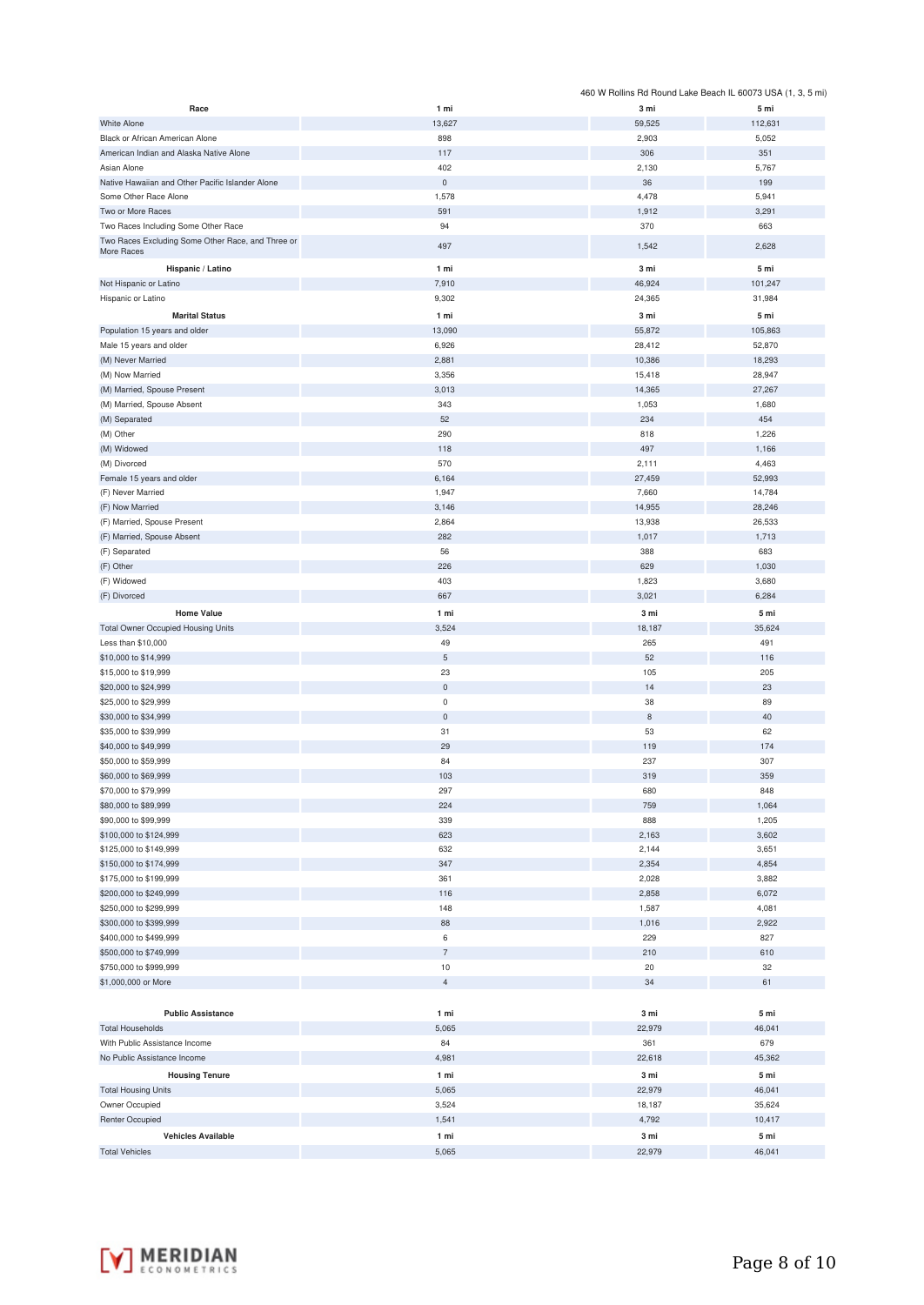460 W Rollins Rd Round Lake Beach IL 60073 USA (1, 3, 5 mi)

| Race | 1 mi | 3 mi | 5 mi |
|---|---|---|---|
| White Alone | 13,627 | 59,525 | 112,631 |
| Black or African American Alone | 898 | 2,903 | 5,052 |
| American Indian and Alaska Native Alone | 117 | 306 | 351 |
| Asian Alone | 402 | 2,130 | 5,767 |
| Native Hawaiian and Other Pacific Islander Alone | 0 | 36 | 199 |
| Some Other Race Alone | 1,578 | 4,478 | 5,941 |
| Two or More Races | 591 | 1,912 | 3,291 |
| Two Races Including Some Other Race | 94 | 370 | 663 |
| Two Races Excluding Some Other Race, and Three or More Races | 497 | 1,542 | 2,628 |
| **Hispanic / Latino** | **1 mi** | **3 mi** | **5 mi** |
| Not Hispanic or Latino | 7,910 | 46,924 | 101,247 |
| Hispanic or Latino | 9,302 | 24,365 | 31,984 |
| **Marital Status** | **1 mi** | **3 mi** | **5 mi** |
| Population 15 years and older | 13,090 | 55,872 | 105,863 |
| Male 15 years and older | 6,926 | 28,412 | 52,870 |
| (M) Never Married | 2,881 | 10,386 | 18,293 |
| (M) Now Married | 3,356 | 15,418 | 28,947 |
| (M) Married, Spouse Present | 3,013 | 14,365 | 27,267 |
| (M) Married, Spouse Absent | 343 | 1,053 | 1,680 |
| (M) Separated | 52 | 234 | 454 |
| (M) Other | 290 | 818 | 1,226 |
| (M) Widowed | 118 | 497 | 1,166 |
| (M) Divorced | 570 | 2,111 | 4,463 |
| Female 15 years and older | 6,164 | 27,459 | 52,993 |
| (F) Never Married | 1,947 | 7,660 | 14,784 |
| (F) Now Married | 3,146 | 14,955 | 28,246 |
| (F) Married, Spouse Present | 2,864 | 13,938 | 26,533 |
| (F) Married, Spouse Absent | 282 | 1,017 | 1,713 |
| (F) Separated | 56 | 388 | 683 |
| (F) Other | 226 | 629 | 1,030 |
| (F) Widowed | 403 | 1,823 | 3,680 |
| (F) Divorced | 667 | 3,021 | 6,284 |
| **Home Value** | **1 mi** | **3 mi** | **5 mi** |
| Total Owner Occupied Housing Units | 3,524 | 18,187 | 35,624 |
| Less than $10,000 | 49 | 265 | 491 |
| $10,000 to $14,999 | 5 | 52 | 116 |
| $15,000 to $19,999 | 23 | 105 | 205 |
| $20,000 to $24,999 | 0 | 14 | 23 |
| $25,000 to $29,999 | 0 | 38 | 89 |
| $30,000 to $34,999 | 0 | 8 | 40 |
| $35,000 to $39,999 | 31 | 53 | 62 |
| $40,000 to $49,999 | 29 | 119 | 174 |
| $50,000 to $59,999 | 84 | 237 | 307 |
| $60,000 to $69,999 | 103 | 319 | 359 |
| $70,000 to $79,999 | 297 | 680 | 848 |
| $80,000 to $89,999 | 224 | 759 | 1,064 |
| $90,000 to $99,999 | 339 | 888 | 1,205 |
| $100,000 to $124,999 | 623 | 2,163 | 3,602 |
| $125,000 to $149,999 | 632 | 2,144 | 3,651 |
| $150,000 to $174,999 | 347 | 2,354 | 4,854 |
| $175,000 to $199,999 | 361 | 2,028 | 3,882 |
| $200,000 to $249,999 | 116 | 2,858 | 6,072 |
| $250,000 to $299,999 | 148 | 1,587 | 4,081 |
| $300,000 to $399,999 | 88 | 1,016 | 2,922 |
| $400,000 to $499,999 | 6 | 229 | 827 |
| $500,000 to $749,999 | 7 | 210 | 610 |
| $750,000 to $999,999 | 10 | 20 | 32 |
| $1,000,000 or More | 4 | 34 | 61 |

| Public Assistance | 1 mi | 3 mi | 5 mi |
|---|---|---|---|
| Total Households | 5,065 | 22,979 | 46,041 |
| With Public Assistance Income | 84 | 361 | 679 |
| No Public Assistance Income | 4,981 | 22,618 | 45,362 |
| **Housing Tenure** | **1 mi** | **3 mi** | **5 mi** |
| Total Housing Units | 5,065 | 22,979 | 46,041 |
| Owner Occupied | 3,524 | 18,187 | 35,624 |
| Renter Occupied | 1,541 | 4,792 | 10,417 |
| **Vehicles Available** | **1 mi** | **3 mi** | **5 mi** |
| Total Vehicles | 5,065 | 22,979 | 46,041 |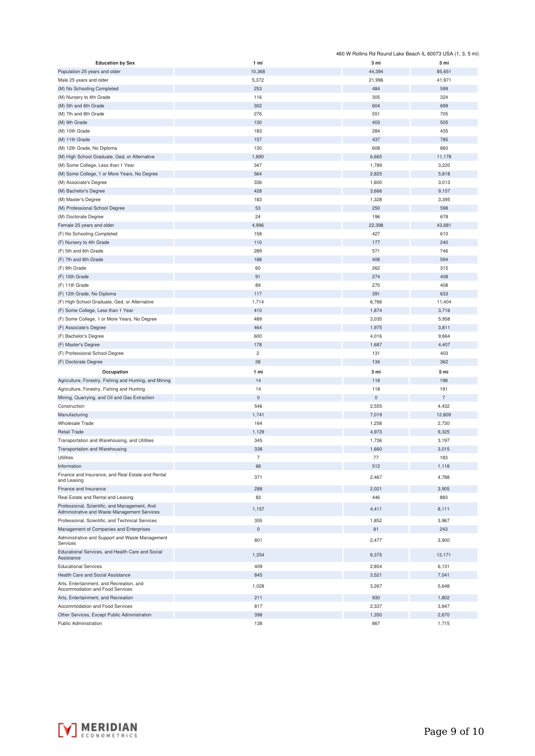460 W Rollins Rd Round Lake Beach IL 60073 USA (1, 3, 5 mi)

| Education by Sex | 1 mi | 3 mi | 5 mi |
|---|---|---|---|
| Population 25 years and older | 10,368 | 44,394 | 85,651 |
| Male 25 years and older | 5,372 | 21,996 | 41,971 |
| (M) No Schooling Completed | 253 | 484 | 599 |
| (M) Nursery to 4th Grade | 116 | 305 | 324 |
| (M) 5th and 6th Grade | 302 | 604 | 699 |
| (M) 7th and 8th Grade | 276 | 551 | 705 |
| (M) 9th Grade | 130 | 403 | 505 |
| (M) 10th Grade | 183 | 284 | 435 |
| (M) 11th Grade | 157 | 437 | 785 |
| (M) 12th Grade, No Diploma | 130 | 608 | 860 |
| (M) High School Graduate, Ged, or Alternative | 1,890 | 6,665 | 11,178 |
| (M) Some College, Less than 1 Year | 347 | 1,789 | 3,220 |
| (M) Some College, 1 or More Years, No Degree | 564 | 2,825 | 5,818 |
| (M) Associate's Degree | 336 | 1,600 | 3,013 |
| (M) Bachelor's Degree | 428 | 3,666 | 9,157 |
| (M) Master's Degree | 183 | 1,328 | 3,395 |
| (M) Professional School Degree | 53 | 250 | 598 |
| (M) Doctorate Degree | 24 | 196 | 678 |
| Female 25 years and older | 4,996 | 22,398 | 43,681 |
| (F) No Schooling Completed | 158 | 427 | 610 |
| (F) Nursery to 4th Grade | 110 | 177 | 240 |
| (F) 5th and 6th Grade | 289 | 571 | 746 |
| (F) 7th and 8th Grade | 188 | 408 | 594 |
| (F) 9th Grade | 60 | 262 | 315 |
| (F) 10th Grade | 91 | 274 | 408 |
| (F) 11th Grade | 89 | 270 | 408 |
| (F) 12th Grade, No Diploma | 117 | 391 | 633 |
| (F) High School Graduate, Ged, or Alternative | 1,714 | 6,766 | 11,404 |
| (F) Some College, Less than 1 Year | 410 | 1,874 | 3,716 |
| (F) Some College, 1 or More Years, No Degree | 489 | 3,035 | 5,958 |
| (F) Associate's Degree | 464 | 1,975 | 3,811 |
| (F) Bachelor's Degree | 600 | 4,016 | 9,664 |
| (F) Master's Degree | 178 | 1,687 | 4,407 |
| (F) Professional School Degree | 2 | 131 | 403 |
| (F) Doctorate Degree | 38 | 134 | 362 |

| Occupation | 1 mi | 3 mi | 5 mi |
|---|---|---|---|
| Agriculture, Forestry, Fishing and Hunting, and Mining | 14 | 118 | 198 |
| Agriculture, Forestry, Fishing and Hunting | 14 | 118 | 191 |
| Mining, Quarrying, and Oil and Gas Extraction | 0 | 0 | 7 |
| Construction | 546 | 2,555 | 4,432 |
| Manufacturing | 1,741 | 7,019 | 12,809 |
| Wholesale Trade | 164 | 1,258 | 2,730 |
| Retail Trade | 1,129 | 4,973 | 9,325 |
| Transportation and Warehousing, and Utilities | 345 | 1,736 | 3,197 |
| Transportation and Warehousing | 338 | 1,660 | 3,015 |
| Utilities | 7 | 77 | 183 |
| Information | 66 | 512 | 1,118 |
| Finance and Insurance, and Real Estate and Rental and Leasing | 371 | 2,467 | 4,788 |
| Finance and Insurance | 288 | 2,021 | 3,905 |
| Real Estate and Rental and Leasing | 83 | 446 | 883 |
| Professional, Scientific, and Management, And Administrative and Waste Management Services | 1,157 | 4,411 | 8,111 |
| Professional, Scientific, and Technical Services | 355 | 1,852 | 3,967 |
| Management of Companies and Enterprises | 0 | 81 | 243 |
| Administrative and Support and Waste Management Services | 801 | 2,477 | 3,900 |
| Educational Services, and Health Care and Social Assistance | 1,254 | 6,375 | 13,171 |
| Educational Services | 409 | 2,854 | 6,131 |
| Health Care and Social Assistance | 845 | 3,521 | 7,041 |
| Arts, Entertainment, and Recreation, and Accommodation and Food Services | 1,028 | 3,267 | 5,648 |
| Arts, Entertainment, and Recreation | 211 | 930 | 1,802 |
| Accommodation and Food Services | 817 | 2,337 | 3,847 |
| Other Services, Except Public Administration | 398 | 1,350 | 2,670 |
| Public Administration | 138 | 867 | 1,715 |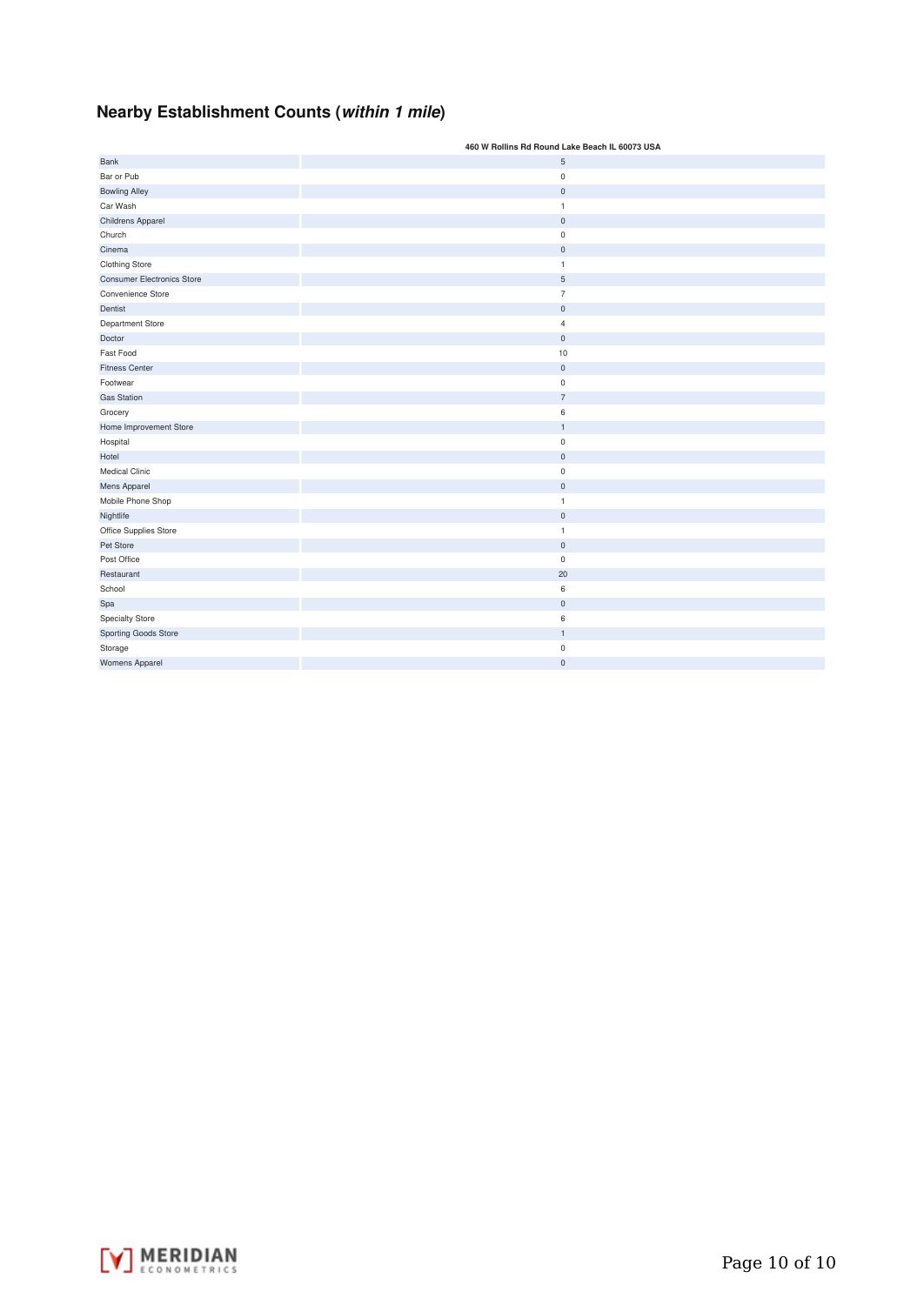## Nearby Establishment Counts (***within 1 mile***)

| | 460 W Rollins Rd Round Lake Beach IL 60073 USA |
|---|---|
| Bank | 5 |
| Bar or Pub | 0 |
| Bowling Alley | 0 |
| Car Wash | 1 |
| Childrens Apparel | 0 |
| Church | 0 |
| Cinema | 0 |
| Clothing Store | 1 |
| Consumer Electronics Store | 5 |
| Convenience Store | 7 |
| Dentist | 0 |
| Department Store | 4 |
| Doctor | 0 |
| Fast Food | 10 |
| Fitness Center | 0 |
| Footwear | 0 |
| Gas Station | 7 |
| Grocery | 6 |
| Home Improvement Store | 1 |
| Hospital | 0 |
| Hotel | 0 |
| Medical Clinic | 0 |
| Mens Apparel | 0 |
| Mobile Phone Shop | 1 |
| Nightlife | 0 |
| Office Supplies Store | 1 |
| Pet Store | 0 |
| Post Office | 0 |
| Restaurant | 20 |
| School | 6 |
| Spa | 0 |
| Specialty Store | 6 |
| Sporting Goods Store | 1 |
| Storage | 0 |
| Womens Apparel | 0 |